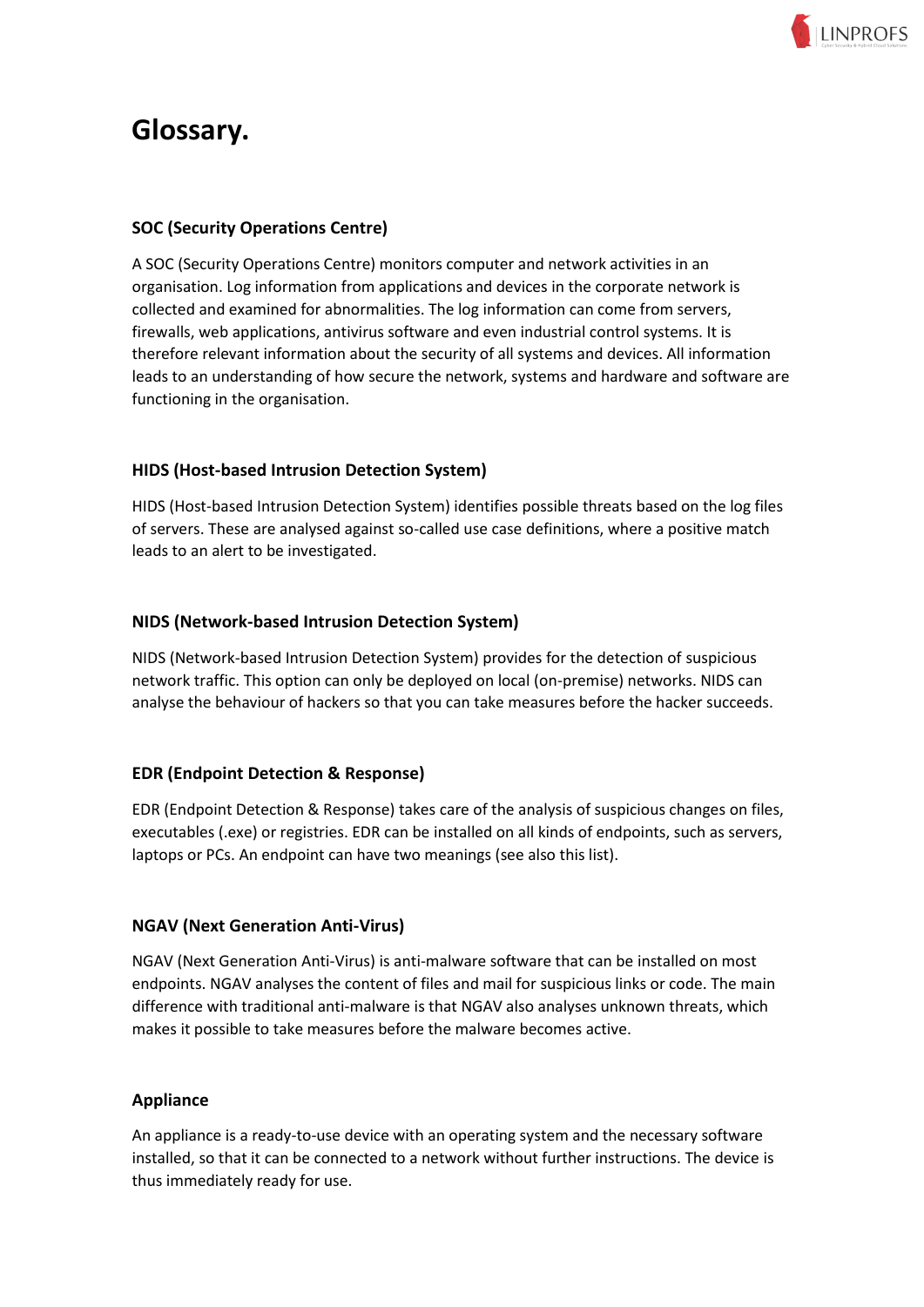# Glossary.

### SOC (Security Operations Centre)

A SOC (Security Operations Centre) monitors computer and network activities in an organisation. Log information from applications and devices in the corporate network is collected and examined for abnormalities. The log information can come from servers, firewalls, web applications, antivirus software and even industrial control systems. It is therefore relevant information about the security of all systems and devices. All information leads to an understanding of how secure the network, systems and hardware and software are functioning in the organisation.

### HIDS (Host-based Intrusion Detection System)

HIDS (Host-based Intrusion Detection System) identifies possible threats based on the log files of servers. These are analysed against so-called use case definitions, where a positive match leads to an alert to be investigated.

### NIDS (Network-based Intrusion Detection System)

NIDS (Network-based Intrusion Detection System) provides for the detection of suspicious network traffic. This option can only be deployed on local (on-premise) networks. NIDS can analyse the behaviour of hackers so that you can take measures before the hacker succeeds.

### EDR (Endpoint Detection & Response)

EDR (Endpoint Detection & Response) takes care of the analysis of suspicious changes on files, executables (.exe) or registries. EDR can be installed on all kinds of endpoints, such as servers, laptops or PCs. An endpoint can have two meanings (see also this list).

### NGAV (Next Generation Anti-Virus)

NGAV (Next Generation Anti-Virus) is anti-malware software that can be installed on most endpoints. NGAV analyses the content of files and mail for suspicious links or code. The main difference with traditional anti-malware is that NGAV also analyses unknown threats, which makes it possible to take measures before the malware becomes active.

### Appliance

An appliance is a ready-to-use device with an operating system and the necessary software installed, so that it can be connected to a network without further instructions. The device is thus immediately ready for use.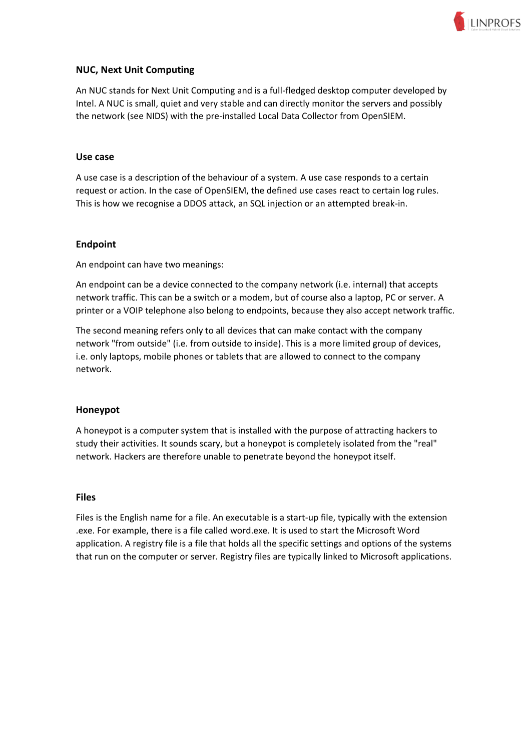### NUC, Next Unit Computing

An NUC stands for Next Unit Computing and is a full-fledged desktop computer developed by Intel. A NUC is small, quiet and very stable and can directly monitor the servers and possibly the network (see NIDS) with the pre-installed Local Data Collector from OpenSIEM.

### Use case

A use case is a description of the behaviour of a system. A use case responds to a certain request or action. In the case of OpenSIEM, the defined use cases react to certain log rules. This is how we recognise a DDOS attack, an SQL injection or an attempted break-in.

### Endpoint

An endpoint can have two meanings:

An endpoint can be a device connected to the company network (i.e. internal) that accepts network traffic. This can be a switch or a modem, but of course also a laptop, PC or server. A printer or a VOIP telephone also belong to endpoints, because they also accept network traffic.

The second meaning refers only to all devices that can make contact with the company network "from outside" (i.e. from outside to inside). This is a more limited group of devices, i.e. only laptops, mobile phones or tablets that are allowed to connect to the company network.

### Honeypot

A honeypot is a computer system that is installed with the purpose of attracting hackers to study their activities. It sounds scary, but a honeypot is completely isolated from the "real" network. Hackers are therefore unable to penetrate beyond the honeypot itself.

### Files

Files is the English name for a file. An executable is a start-up file, typically with the extension .exe. For example, there is a file called word.exe. It is used to start the Microsoft Word application. A registry file is a file that holds all the specific settings and options of the systems that run on the computer or server. Registry files are typically linked to Microsoft applications.